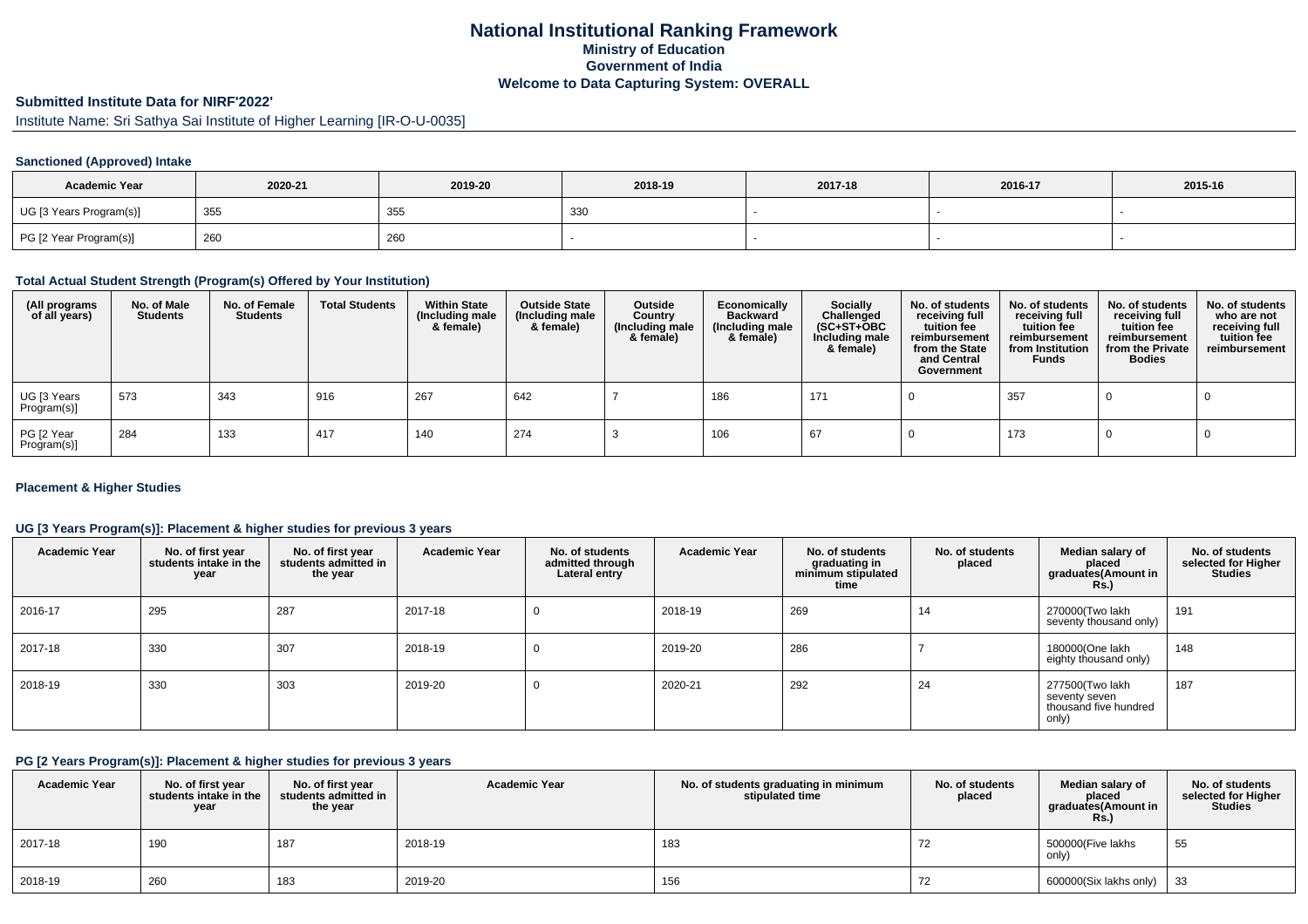# National Institutional Ranking Framework
## Ministry of Education
## Government of India
## Welcome to Data Capturing System: OVERALL

### Submitted Institute Data for NIRF'2022'

Institute Name: Sri Sathya Sai Institute of Higher Learning [IR-O-U-0035]

#### Sanctioned (Approved) Intake

| Academic Year | 2020-21 | 2019-20 | 2018-19 | 2017-18 | 2016-17 | 2015-16 |
|---|---|---|---|---|---|---|
| UG [3 Years Program(s)] | 355 | 355 | 330 | - | - | - |
| PG [2 Year Program(s)] | 260 | 260 | - | - | - | - |

#### Total Actual Student Strength (Program(s) Offered by Your Institution)

| (All programs of all years) | No. of Male Students | No. of Female Students | Total Students | Within State (Including male & female) | Outside State (Including male & female) | Outside Country (Including male & female) | Economically Backward (Including male & female) | Socially Challenged (SC+ST+OBC Including male & female) | No. of students receiving full tuition fee reimbursement from the State and Central Government | No. of students receiving full tuition fee reimbursement from Institution Funds | No. of students receiving full tuition fee reimbursement from the Private Bodies | No. of students who are not receiving full tuition fee reimbursement |
|---|---|---|---|---|---|---|---|---|---|---|---|---|
| UG [3 Years Program(s)] | 573 | 343 | 916 | 267 | 642 | 7 | 186 | 171 | 0 | 357 | 0 | 0 |
| PG [2 Year Program(s)] | 284 | 133 | 417 | 140 | 274 | 3 | 106 | 67 | 0 | 173 | 0 | 0 |

#### Placement & Higher Studies

#### UG [3 Years Program(s)]: Placement & higher studies for previous 3 years

| Academic Year | No. of first year students intake in the year | No. of first year students admitted in the year | Academic Year | No. of students admitted through Lateral entry | Academic Year | No. of students graduating in minimum stipulated time | No. of students placed | Median salary of placed graduates(Amount in Rs.) | No. of students selected for Higher Studies |
|---|---|---|---|---|---|---|---|---|---|
| 2016-17 | 295 | 287 | 2017-18 | 0 | 2018-19 | 269 | 14 | 270000(Two lakh seventy thousand only) | 191 |
| 2017-18 | 330 | 307 | 2018-19 | 0 | 2019-20 | 286 | 7 | 180000(One lakh eighty thousand only) | 148 |
| 2018-19 | 330 | 303 | 2019-20 | 0 | 2020-21 | 292 | 24 | 277500(Two lakh seventy seven thousand five hundred only) | 187 |

#### PG [2 Years Program(s)]: Placement & higher studies for previous 3 years

| Academic Year | No. of first year students intake in the year | No. of first year students admitted in the year | Academic Year | No. of students graduating in minimum stipulated time | No. of students placed | Median salary of placed graduates(Amount in Rs.) | No. of students selected for Higher Studies |
|---|---|---|---|---|---|---|---|
| 2017-18 | 190 | 187 | 2018-19 | 183 | 72 | 500000(Five lakhs only) | 55 |
| 2018-19 | 260 | 183 | 2019-20 | 156 | 72 | 600000(Six lakhs only) | 33 |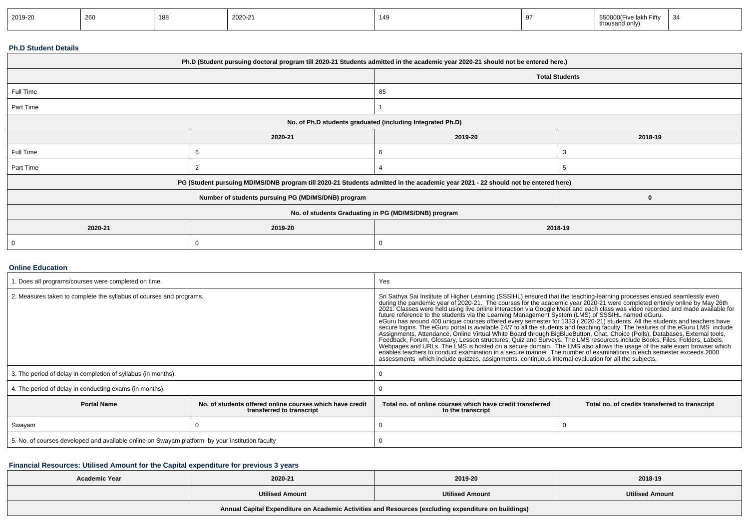| 2019-20 | 260 | 188 | 2020-21 | 149 | 97 | 550000(Five lakh Fifty thousand only) | 34 |
|---|---|---|---|---|---|---|---|

### Ph.D Student Details

| Ph.D (Student pursuing doctoral program till 2020-21 Students admitted in the academic year 2020-21 should not be entered here.) | | | |
|---|---|---|---|
| | | **Total Students** | |
| Full Time | | 85 | |
| Part Time | | 1 | |
| **No. of Ph.D students graduated (including Integrated Ph.D)** | | | |
| | **2020-21** | **2019-20** | **2018-19** |
| Full Time | 6 | 6 | 3 |
| Part Time | 2 | 4 | 5 |
| **PG (Student pursuing MD/MS/DNB program till 2020-21 Students admitted in the academic year 2021 - 22 should not be entered here)** | | | |
| **Number of students pursuing PG (MD/MS/DNB) program** | | | **0** |
| **No. of students Graduating in PG (MD/MS/DNB) program** | | | |
| **2020-21** | **2019-20** | **2018-19** | |
| 0 | 0 | 0 | |

### Online Education

| 1. Does all programs/courses were completed on time. | | Yes | |
|---|---|---|---|
| 2. Measures taken to complete the syllabus of courses and programs. | | Sri Sathya Sai Institute of Higher Learning (SSSIHL) ensured that the teaching-learning processes ensued seamlessly even during the pandemic year of 2020-21. The courses for the academic year 2020-21 were completed entirely online by May 26th 2021. Classes were held using live online interaction via Google Meet and each class was video recorded and made available for future reference to the students via the Learning Management System (LMS) of SSSIHL named eGuru. eGuru has around 400 unique courses offered every semester for 1333 ( 2020-21) students. All the students and teachers have secure logins. The eGuru portal is available 24/7 to all the students and teaching faculty. The features of the eGuru LMS include Assignments, Attendance, Online Virtual White Board through BigBlueButton, Chat, Choice (Polls), Databases, External tools, Feedback, Forum, Glossary, Lesson structures, Quiz and Surveys. The LMS resources include Books, Files, Folders, Labels, Webpages and URLs. The LMS is hosted on a secure domain. The LMS also allows the usage of the safe exam browser which enables teachers to conduct examination in a secure manner. The number of examinations in each semester exceeds 2000 assessments which include quizzes, assignments, continuous internal evaluation for all the subjects. | |
| 3. The period of delay in completion of syllabus (in months). | | 0 | |
| 4. The period of delay in conducting exams (in months). | | 0 | |
| **Portal Name** | **No. of students offered online courses which have credit transferred to transcript** | **Total no. of online courses which have credit transferred to the transcript** | **Total no. of credits transferred to transcript** |
| Swayam | 0 | 0 | 0 |
| 5. No. of courses developed and available online on Swayam platform by your institution faculty | | 0 | |

### Financial Resources: Utilised Amount for the Capital expenditure for previous 3 years

| **Academic Year** | **2020-21** | **2019-20** | **2018-19** |
|---|---|---|---|
| | **Utilised Amount** | **Utilised Amount** | **Utilised Amount** |
| **Annual Capital Expenditure on Academic Activities and Resources (excluding expenditure on buildings)** | | | |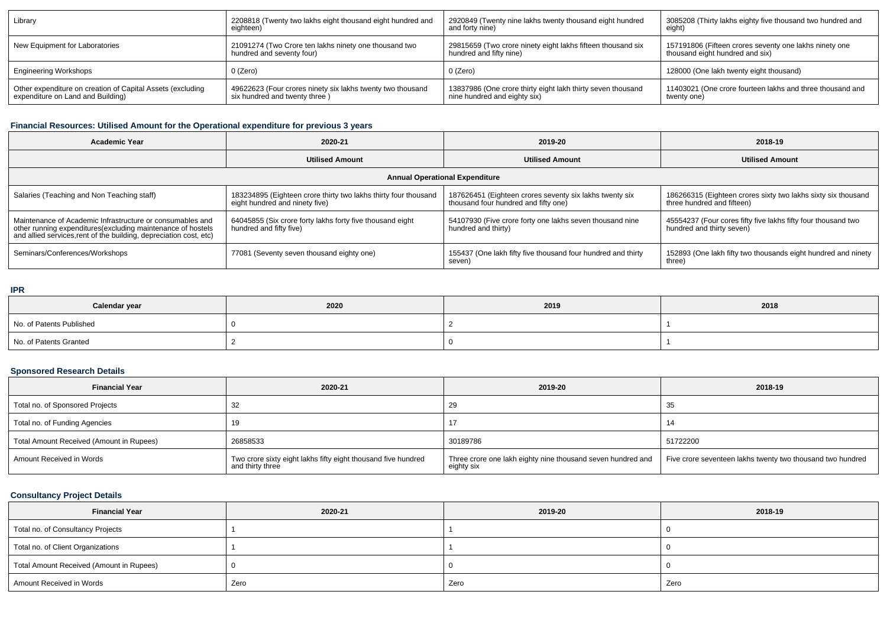| Library | 2208818 (Twenty two lakhs eight thousand eight hundred and eighteen) | 2920849 (Twenty nine lakhs twenty thousand eight hundred and forty nine) | 3085208 (Thirty lakhs eighty five thousand two hundred and eight) |
|---|---|---|---|
| New Equipment for Laboratories | 21091274 (Two Crore ten lakhs ninety one thousand two hundred and seventy four) | 29815659 (Two crore ninety eight lakhs fifteen thousand six hundred and fifty nine) | 157191806 (Fifteen crores seventy one lakhs ninety one thousand eight hundred and six) |
| Engineering Workshops | 0 (Zero) | 0 (Zero) | 128000 (One lakh twenty eight thousand) |
| Other expenditure on creation of Capital Assets (excluding expenditure on Land and Building) | 49622623 (Four crores ninety six lakhs twenty two thousand six hundred and twenty three ) | 13837986 (One crore thirty eight lakh thirty seven thousand nine hundred and eighty six) | 11403021 (One crore fourteen lakhs and three thousand and twenty one) |

### Financial Resources: Utilised Amount for the Operational expenditure for previous 3 years

| Academic Year | 2020-21 | 2019-20 | 2018-19 |
|---|---|---|---|
| | Utilised Amount | Utilised Amount | Utilised Amount |
| Annual Operational Expenditure | | | |
| Salaries (Teaching and Non Teaching staff) | 183234895 (Eighteen crore thirty two lakhs thirty four thousand eight hundred and ninety five) | 187626451 (Eighteen crores seventy six lakhs twenty six thousand four hundred and fifty one) | 186266315 (Eighteen crores sixty two lakhs sixty six thousand three hundred and fifteen) |
| Maintenance of Academic Infrastructure or consumables and other running expenditures(excluding maintenance of hostels and allied services,rent of the building, depreciation cost, etc) | 64045855 (Six crore forty lakhs forty five thousand eight hundred and fifty five) | 54107930 (Five crore forty one lakhs seven thousand nine hundred and thirty) | 45554237 (Four cores fifty five lakhs fifty four thousand two hundred and thirty seven) |
| Seminars/Conferences/Workshops | 77081 (Seventy seven thousand eighty one) | 155437 (One lakh fifty five thousand four hundred and thirty seven) | 152893 (One lakh fifty two thousands eight hundred and ninety three) |

### IPR

| Calendar year | 2020 | 2019 | 2018 |
|---|---|---|---|
| No. of Patents Published | 0 | 2 | 1 |
| No. of Patents Granted | 2 | 0 | 1 |

### Sponsored Research Details

| Financial Year | 2020-21 | 2019-20 | 2018-19 |
|---|---|---|---|
| Total no. of Sponsored Projects | 32 | 29 | 35 |
| Total no. of Funding Agencies | 19 | 17 | 14 |
| Total Amount Received (Amount in Rupees) | 26858533 | 30189786 | 51722200 |
| Amount Received in Words | Two crore sixty eight lakhs fifty eight thousand five hundred and thirty three | Three crore one lakh eighty nine thousand seven hundred and eighty six | Five crore seventeen lakhs twenty two thousand two hundred |

### Consultancy Project Details

| Financial Year | 2020-21 | 2019-20 | 2018-19 |
|---|---|---|---|
| Total no. of Consultancy Projects | 1 | 1 | 0 |
| Total no. of Client Organizations | 1 | 1 | 0 |
| Total Amount Received (Amount in Rupees) | 0 | 0 | 0 |
| Amount Received in Words | Zero | Zero | Zero |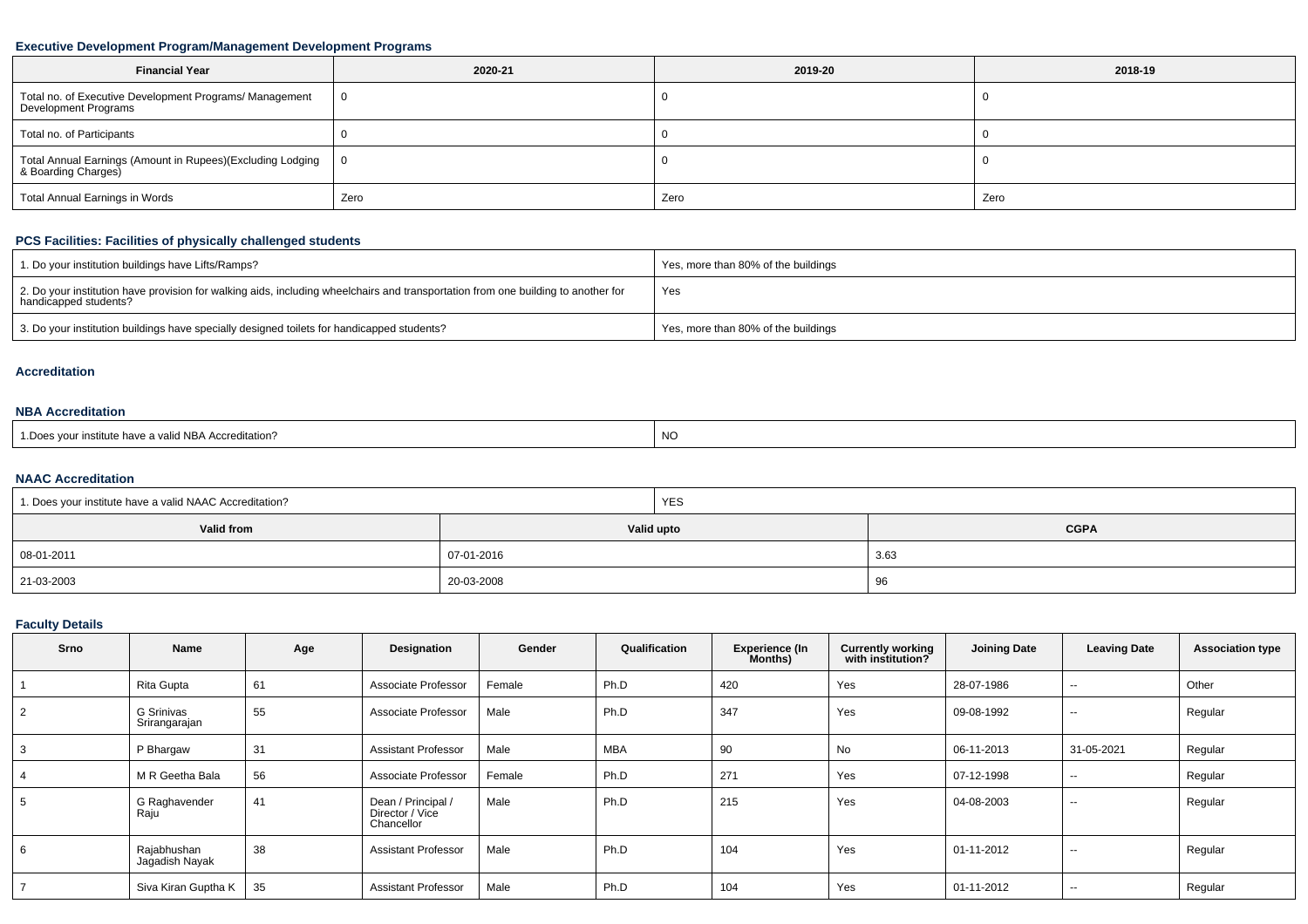### Executive Development Program/Management Development Programs

| Financial Year | 2020-21 | 2019-20 | 2018-19 |
|---|---|---|---|
| Total no. of Executive Development Programs/ Management Development Programs | 0 | 0 | 0 |
| Total no. of Participants | 0 | 0 | 0 |
| Total Annual Earnings (Amount in Rupees)(Excluding Lodging & Boarding Charges) | 0 | 0 | 0 |
| Total Annual Earnings in Words | Zero | Zero | Zero |

### PCS Facilities: Facilities of physically challenged students

| | |
|---|---|
| 1. Do your institution buildings have Lifts/Ramps? | Yes, more than 80% of the buildings |
| 2. Do your institution have provision for walking aids, including wheelchairs and transportation from one building to another for handicapped students? | Yes |
| 3. Do your institution buildings have specially designed toilets for handicapped students? | Yes, more than 80% of the buildings |

### Accreditation

#### NBA Accreditation

| | |
|---|---|
| 1.Does your institute have a valid NBA Accreditation? | NO |

#### NAAC Accreditation

| 1. Does your institute have a valid NAAC Accreditation? | YES | |
|---|---|---|
| **Valid from** | **Valid upto** | **CGPA** |
| 08-01-2011 | 07-01-2016 | 3.63 |
| 21-03-2003 | 20-03-2008 | 96 |

### Faculty Details

| Srno | Name | Age | Designation | Gender | Qualification | Experience (In Months) | Currently working with institution? | Joining Date | Leaving Date | Association type |
|---|---|---|---|---|---|---|---|---|---|---|
| 1 | Rita Gupta | 61 | Associate Professor | Female | Ph.D | 420 | Yes | 28-07-1986 | -- | Other |
| 2 | G Srinivas Srirangarajan | 55 | Associate Professor | Male | Ph.D | 347 | Yes | 09-08-1992 | -- | Regular |
| 3 | P Bhargaw | 31 | Assistant Professor | Male | MBA | 90 | No | 06-11-2013 | 31-05-2021 | Regular |
| 4 | M R Geetha Bala | 56 | Associate Professor | Female | Ph.D | 271 | Yes | 07-12-1998 | -- | Regular |
| 5 | G Raghavender Raju | 41 | Dean / Principal / Director / Vice Chancellor | Male | Ph.D | 215 | Yes | 04-08-2003 | -- | Regular |
| 6 | Rajabhushan Jagadish Nayak | 38 | Assistant Professor | Male | Ph.D | 104 | Yes | 01-11-2012 | -- | Regular |
| 7 | Siva Kiran Guptha K | 35 | Assistant Professor | Male | Ph.D | 104 | Yes | 01-11-2012 | -- | Regular |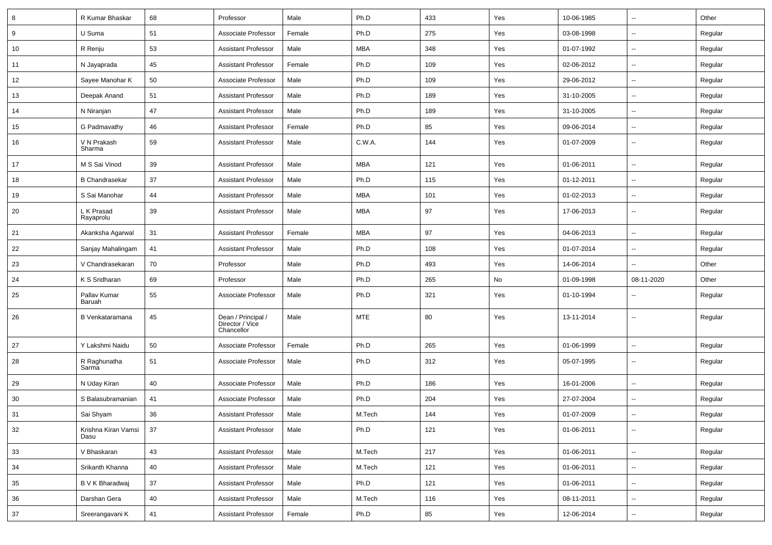| 8 | R Kumar Bhaskar | 68 | Professor | Male | Ph.D | 433 | Yes | 10-06-1985 | -- | Other |
|---|---|---|---|---|---|---|---|---|---|---|
| 9 | U Suma | 51 | Associate Professor | Female | Ph.D | 275 | Yes | 03-08-1998 | -- | Regular |
| 10 | R Renju | 53 | Assistant Professor | Male | MBA | 348 | Yes | 01-07-1992 | -- | Regular |
| 11 | N Jayaprada | 45 | Assistant Professor | Female | Ph.D | 109 | Yes | 02-06-2012 | -- | Regular |
| 12 | Sayee Manohar K | 50 | Associate Professor | Male | Ph.D | 109 | Yes | 29-06-2012 | -- | Regular |
| 13 | Deepak Anand | 51 | Assistant Professor | Male | Ph.D | 189 | Yes | 31-10-2005 | -- | Regular |
| 14 | N Niranjan | 47 | Assistant Professor | Male | Ph.D | 189 | Yes | 31-10-2005 | -- | Regular |
| 15 | G Padmavathy | 46 | Assistant Professor | Female | Ph.D | 85 | Yes | 09-06-2014 | -- | Regular |
| 16 | V N Prakash Sharma | 59 | Assistant Professor | Male | C.W.A. | 144 | Yes | 01-07-2009 | -- | Regular |
| 17 | M S Sai Vinod | 39 | Assistant Professor | Male | MBA | 121 | Yes | 01-06-2011 | -- | Regular |
| 18 | B Chandrasekar | 37 | Assistant Professor | Male | Ph.D | 115 | Yes | 01-12-2011 | -- | Regular |
| 19 | S Sai Manohar | 44 | Assistant Professor | Male | MBA | 101 | Yes | 01-02-2013 | -- | Regular |
| 20 | L K Prasad Rayaprolu | 39 | Assistant Professor | Male | MBA | 97 | Yes | 17-06-2013 | -- | Regular |
| 21 | Akanksha Agarwal | 31 | Assistant Professor | Female | MBA | 97 | Yes | 04-06-2013 | -- | Regular |
| 22 | Sanjay Mahalingam | 41 | Assistant Professor | Male | Ph.D | 108 | Yes | 01-07-2014 | -- | Regular |
| 23 | V Chandrasekaran | 70 | Professor | Male | Ph.D | 493 | Yes | 14-06-2014 | -- | Other |
| 24 | K S Sridharan | 69 | Professor | Male | Ph.D | 265 | No | 01-09-1998 | 08-11-2020 | Other |
| 25 | Pallav Kumar Baruah | 55 | Associate Professor | Male | Ph.D | 321 | Yes | 01-10-1994 | -- | Regular |
| 26 | B Venkataramana | 45 | Dean / Principal / Director / Vice Chancellor | Male | MTE | 80 | Yes | 13-11-2014 | -- | Regular |
| 27 | Y Lakshmi Naidu | 50 | Associate Professor | Female | Ph.D | 265 | Yes | 01-06-1999 | -- | Regular |
| 28 | R Raghunatha Sarma | 51 | Associate Professor | Male | Ph.D | 312 | Yes | 05-07-1995 | -- | Regular |
| 29 | N Uday Kiran | 40 | Associate Professor | Male | Ph.D | 186 | Yes | 16-01-2006 | -- | Regular |
| 30 | S Balasubramanian | 41 | Associate Professor | Male | Ph.D | 204 | Yes | 27-07-2004 | -- | Regular |
| 31 | Sai Shyam | 36 | Assistant Professor | Male | M.Tech | 144 | Yes | 01-07-2009 | -- | Regular |
| 32 | Krishna Kiran Vamsi Dasu | 37 | Assistant Professor | Male | Ph.D | 121 | Yes | 01-06-2011 | -- | Regular |
| 33 | V Bhaskaran | 43 | Assistant Professor | Male | M.Tech | 217 | Yes | 01-06-2011 | -- | Regular |
| 34 | Srikanth Khanna | 40 | Assistant Professor | Male | M.Tech | 121 | Yes | 01-06-2011 | -- | Regular |
| 35 | B V K Bharadwaj | 37 | Assistant Professor | Male | Ph.D | 121 | Yes | 01-06-2011 | -- | Regular |
| 36 | Darshan Gera | 40 | Assistant Professor | Male | M.Tech | 116 | Yes | 08-11-2011 | -- | Regular |
| 37 | Sreerangavani K | 41 | Assistant Professor | Female | Ph.D | 85 | Yes | 12-06-2014 | -- | Regular |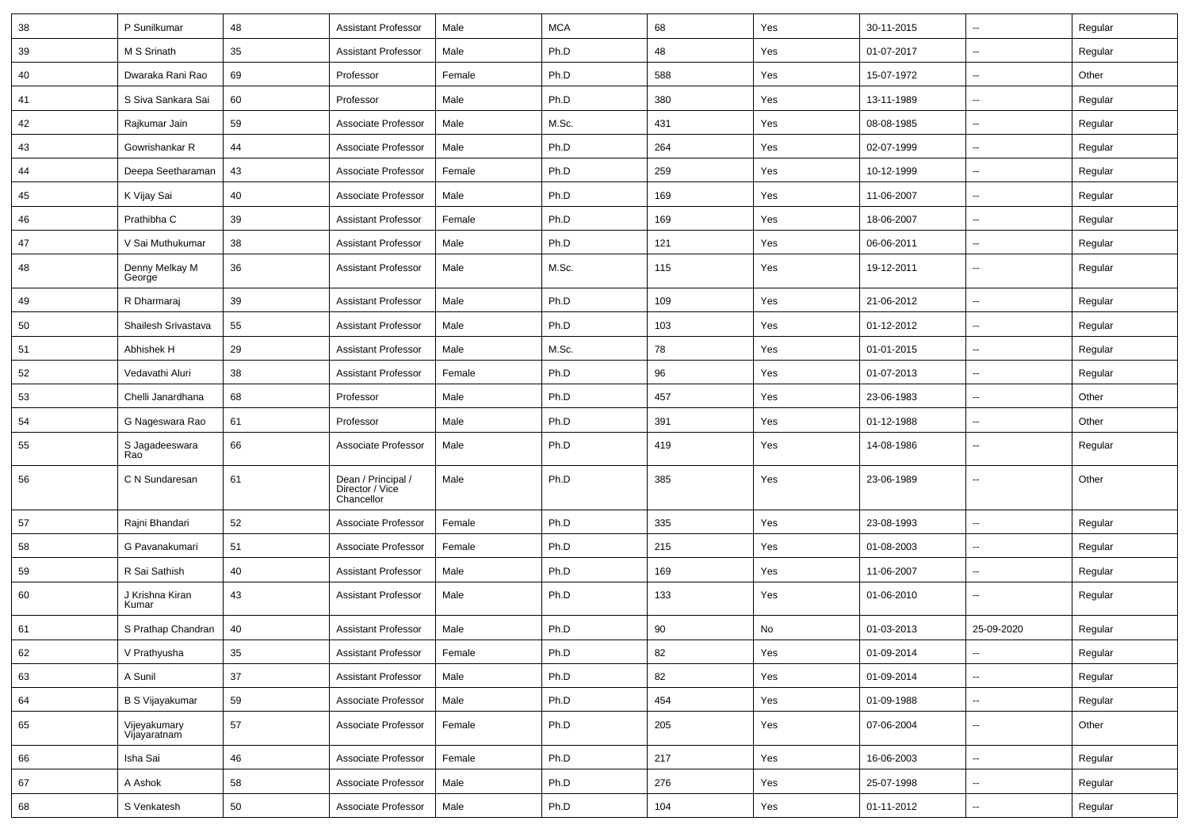| 38 | P Sunilkumar | 48 | Assistant Professor | Male | MCA | 68 | Yes | 30-11-2015 | -- | Regular |
|---|---|---|---|---|---|---|---|---|---|---|
| 39 | M S Srinath | 35 | Assistant Professor | Male | Ph.D | 48 | Yes | 01-07-2017 | -- | Regular |
| 40 | Dwaraka Rani Rao | 69 | Professor | Female | Ph.D | 588 | Yes | 15-07-1972 | -- | Other |
| 41 | S Siva Sankara Sai | 60 | Professor | Male | Ph.D | 380 | Yes | 13-11-1989 | -- | Regular |
| 42 | Rajkumar Jain | 59 | Associate Professor | Male | M.Sc. | 431 | Yes | 08-08-1985 | -- | Regular |
| 43 | Gowrishankar R | 44 | Associate Professor | Male | Ph.D | 264 | Yes | 02-07-1999 | -- | Regular |
| 44 | Deepa Seetharaman | 43 | Associate Professor | Female | Ph.D | 259 | Yes | 10-12-1999 | -- | Regular |
| 45 | K Vijay Sai | 40 | Associate Professor | Male | Ph.D | 169 | Yes | 11-06-2007 | -- | Regular |
| 46 | Prathibha C | 39 | Assistant Professor | Female | Ph.D | 169 | Yes | 18-06-2007 | -- | Regular |
| 47 | V Sai Muthukumar | 38 | Assistant Professor | Male | Ph.D | 121 | Yes | 06-06-2011 | -- | Regular |
| 48 | Denny Melkay M George | 36 | Assistant Professor | Male | M.Sc. | 115 | Yes | 19-12-2011 | -- | Regular |
| 49 | R Dharmaraj | 39 | Assistant Professor | Male | Ph.D | 109 | Yes | 21-06-2012 | -- | Regular |
| 50 | Shailesh Srivastava | 55 | Assistant Professor | Male | Ph.D | 103 | Yes | 01-12-2012 | -- | Regular |
| 51 | Abhishek H | 29 | Assistant Professor | Male | M.Sc. | 78 | Yes | 01-01-2015 | -- | Regular |
| 52 | Vedavathi Aluri | 38 | Assistant Professor | Female | Ph.D | 96 | Yes | 01-07-2013 | -- | Regular |
| 53 | Chelli Janardhana | 68 | Professor | Male | Ph.D | 457 | Yes | 23-06-1983 | -- | Other |
| 54 | G Nageswara Rao | 61 | Professor | Male | Ph.D | 391 | Yes | 01-12-1988 | -- | Other |
| 55 | S Jagadeeswara Rao | 66 | Associate Professor | Male | Ph.D | 419 | Yes | 14-08-1986 | -- | Regular |
| 56 | C N Sundaresan | 61 | Dean / Principal / Director / Vice Chancellor | Male | Ph.D | 385 | Yes | 23-06-1989 | -- | Other |
| 57 | Rajni Bhandari | 52 | Associate Professor | Female | Ph.D | 335 | Yes | 23-08-1993 | -- | Regular |
| 58 | G Pavanakumari | 51 | Associate Professor | Female | Ph.D | 215 | Yes | 01-08-2003 | -- | Regular |
| 59 | R Sai Sathish | 40 | Assistant Professor | Male | Ph.D | 169 | Yes | 11-06-2007 | -- | Regular |
| 60 | J Krishna Kiran Kumar | 43 | Assistant Professor | Male | Ph.D | 133 | Yes | 01-06-2010 | -- | Regular |
| 61 | S Prathap Chandran | 40 | Assistant Professor | Male | Ph.D | 90 | No | 01-03-2013 | 25-09-2020 | Regular |
| 62 | V Prathyusha | 35 | Assistant Professor | Female | Ph.D | 82 | Yes | 01-09-2014 | -- | Regular |
| 63 | A Sunil | 37 | Assistant Professor | Male | Ph.D | 82 | Yes | 01-09-2014 | -- | Regular |
| 64 | B S Vijayakumar | 59 | Associate Professor | Male | Ph.D | 454 | Yes | 01-09-1988 | -- | Regular |
| 65 | Vijeyakumary Vijayaratnam | 57 | Associate Professor | Female | Ph.D | 205 | Yes | 07-06-2004 | -- | Other |
| 66 | Isha Sai | 46 | Associate Professor | Female | Ph.D | 217 | Yes | 16-06-2003 | -- | Regular |
| 67 | A Ashok | 58 | Associate Professor | Male | Ph.D | 276 | Yes | 25-07-1998 | -- | Regular |
| 68 | S Venkatesh | 50 | Associate Professor | Male | Ph.D | 104 | Yes | 01-11-2012 | -- | Regular |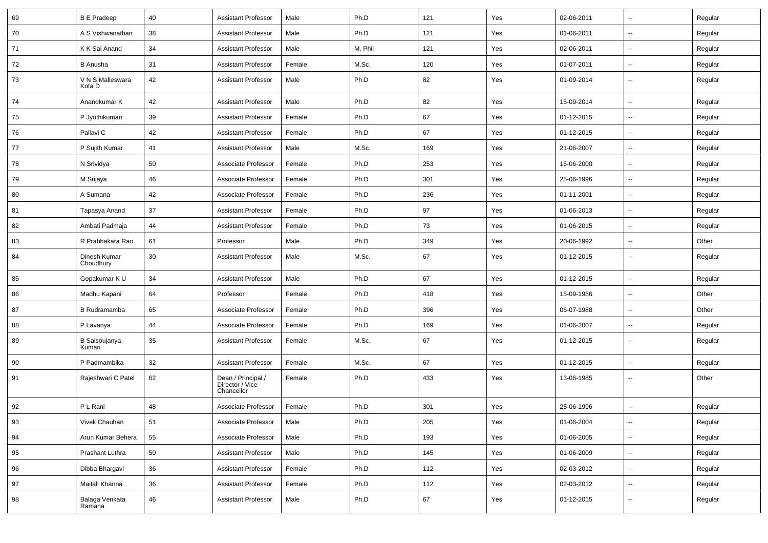| 69 | B E Pradeep | 40 | Assistant Professor | Male | Ph.D | 121 | Yes | 02-06-2011 | -- | Regular |
|---|---|---|---|---|---|---|---|---|---|---|
| 70 | A S Vishwanathan | 38 | Assistant Professor | Male | Ph.D | 121 | Yes | 01-06-2011 | -- | Regular |
| 71 | K K Sai Anand | 34 | Assistant Professor | Male | M. Phil | 121 | Yes | 02-06-2011 | -- | Regular |
| 72 | B Anusha | 31 | Assistant Professor | Female | M.Sc. | 120 | Yes | 01-07-2011 | -- | Regular |
| 73 | V N S Malleswara Kota D | 42 | Assistant Professor | Male | Ph.D | 82 | Yes | 01-09-2014 | -- | Regular |
| 74 | Anandkumar K | 42 | Assistant Professor | Male | Ph.D | 82 | Yes | 15-09-2014 | -- | Regular |
| 75 | P Jyothikumari | 39 | Assistant Professor | Female | Ph.D | 67 | Yes | 01-12-2015 | -- | Regular |
| 76 | Pallavi C | 42 | Assistant Professor | Female | Ph.D | 67 | Yes | 01-12-2015 | -- | Regular |
| 77 | P Sujith Kumar | 41 | Assistant Professor | Male | M.Sc. | 169 | Yes | 21-06-2007 | -- | Regular |
| 78 | N Srividya | 50 | Associate Professor | Female | Ph.D | 253 | Yes | 15-06-2000 | -- | Regular |
| 79 | M Srijaya | 46 | Associate Professor | Female | Ph.D | 301 | Yes | 25-06-1996 | -- | Regular |
| 80 | A Sumana | 42 | Associate Professor | Female | Ph.D | 236 | Yes | 01-11-2001 | -- | Regular |
| 81 | Tapasya Anand | 37 | Assistant Professor | Female | Ph.D | 97 | Yes | 01-06-2013 | -- | Regular |
| 82 | Ambati Padmaja | 44 | Assistant Professor | Female | Ph.D | 73 | Yes | 01-06-2015 | -- | Regular |
| 83 | R Prabhakara Rao | 61 | Professor | Male | Ph.D | 349 | Yes | 20-06-1992 | -- | Other |
| 84 | Dinesh Kumar Choudhury | 30 | Assistant Professor | Male | M.Sc. | 67 | Yes | 01-12-2015 | -- | Regular |
| 85 | Gopakumar K U | 34 | Assistant Professor | Male | Ph.D | 67 | Yes | 01-12-2015 | -- | Regular |
| 86 | Madhu Kapani | 64 | Professor | Female | Ph.D | 418 | Yes | 15-09-1986 | -- | Other |
| 87 | B Rudramamba | 65 | Associate Professor | Female | Ph.D | 396 | Yes | 06-07-1988 | -- | Other |
| 88 | P Lavanya | 44 | Associate Professor | Female | Ph.D | 169 | Yes | 01-06-2007 | -- | Regular |
| 89 | B Saisoujanya Kumari | 35 | Assistant Professor | Female | M.Sc. | 67 | Yes | 01-12-2015 | -- | Regular |
| 90 | P Padmambika | 32 | Assistant Professor | Female | M.Sc. | 67 | Yes | 01-12-2015 | -- | Regular |
| 91 | Rajeshwari C Patel | 62 | Dean / Principal / Director / Vice Chancellor | Female | Ph.D | 433 | Yes | 13-06-1985 | -- | Other |
| 92 | P L Rani | 48 | Associate Professor | Female | Ph.D | 301 | Yes | 25-06-1996 | -- | Regular |
| 93 | Vivek Chauhan | 51 | Associate Professor | Male | Ph.D | 205 | Yes | 01-06-2004 | -- | Regular |
| 94 | Arun Kumar Behera | 55 | Associate Professor | Male | Ph.D | 193 | Yes | 01-06-2005 | -- | Regular |
| 95 | Prashant Luthra | 50 | Assistant Professor | Male | Ph.D | 145 | Yes | 01-06-2009 | -- | Regular |
| 96 | Dibba Bhargavi | 36 | Assistant Professor | Female | Ph.D | 112 | Yes | 02-03-2012 | -- | Regular |
| 97 | Maitali Khanna | 36 | Assistant Professor | Female | Ph.D | 112 | Yes | 02-03-2012 | -- | Regular |
| 98 | Balaga Venkata Ramana | 46 | Assistant Professor | Male | Ph.D | 67 | Yes | 01-12-2015 | -- | Regular |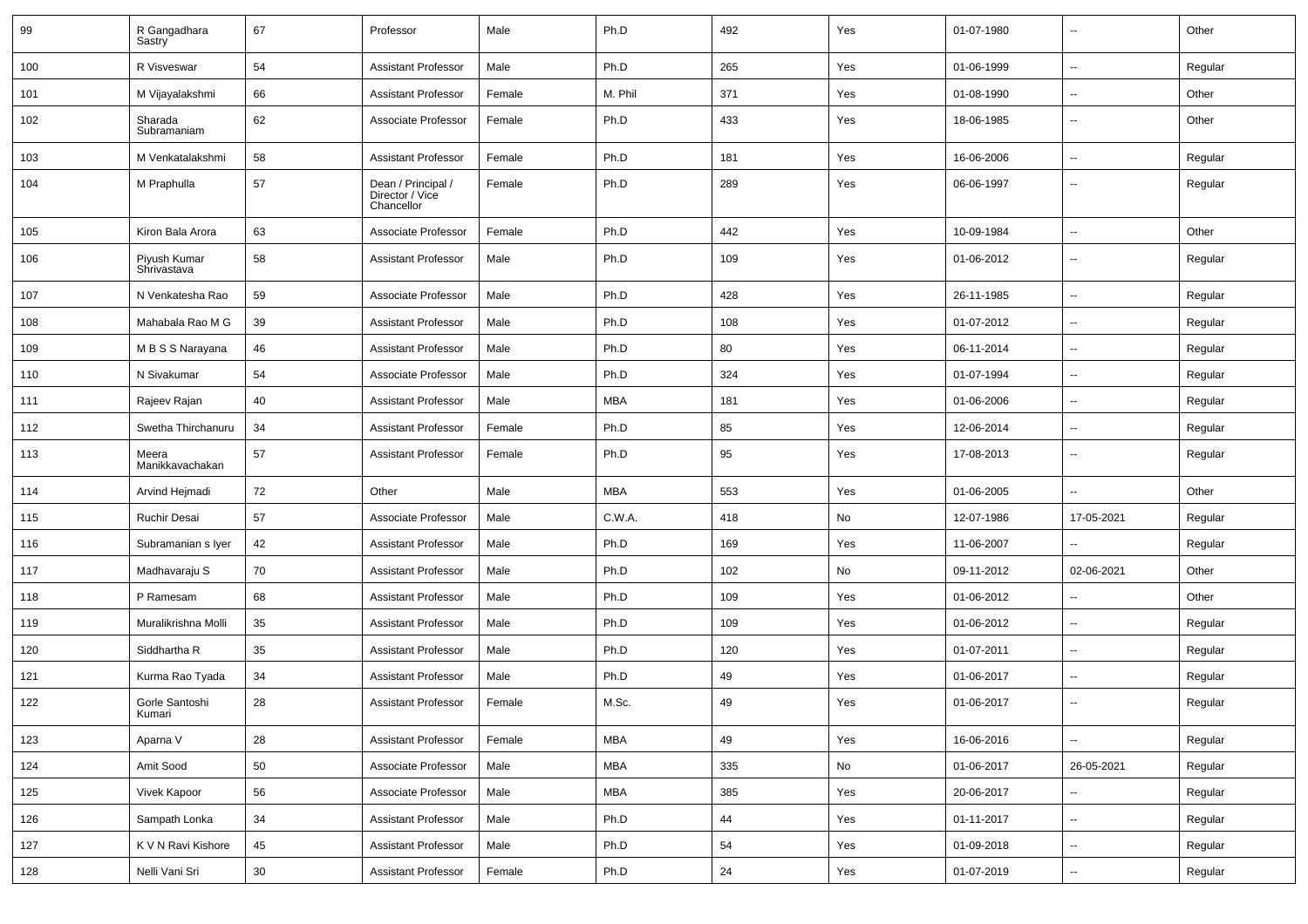| 99 | R Gangadhara Sastry | 67 | Professor | Male | Ph.D | 492 | Yes | 01-07-1980 | -- | Other |
|---|---|---|---|---|---|---|---|---|---|---|
| 100 | R Visveswar | 54 | Assistant Professor | Male | Ph.D | 265 | Yes | 01-06-1999 | -- | Regular |
| 101 | M Vijayalakshmi | 66 | Assistant Professor | Female | M. Phil | 371 | Yes | 01-08-1990 | -- | Other |
| 102 | Sharada Subramaniam | 62 | Associate Professor | Female | Ph.D | 433 | Yes | 18-06-1985 | -- | Other |
| 103 | M Venkatalakshmi | 58 | Assistant Professor | Female | Ph.D | 181 | Yes | 16-06-2006 | -- | Regular |
| 104 | M Praphulla | 57 | Dean / Principal / Director / Vice Chancellor | Female | Ph.D | 289 | Yes | 06-06-1997 | -- | Regular |
| 105 | Kiron Bala Arora | 63 | Associate Professor | Female | Ph.D | 442 | Yes | 10-09-1984 | -- | Other |
| 106 | Piyush Kumar Shrivastava | 58 | Assistant Professor | Male | Ph.D | 109 | Yes | 01-06-2012 | -- | Regular |
| 107 | N Venkatesha Rao | 59 | Associate Professor | Male | Ph.D | 428 | Yes | 26-11-1985 | -- | Regular |
| 108 | Mahabala Rao M G | 39 | Assistant Professor | Male | Ph.D | 108 | Yes | 01-07-2012 | -- | Regular |
| 109 | M B S S Narayana | 46 | Assistant Professor | Male | Ph.D | 80 | Yes | 06-11-2014 | -- | Regular |
| 110 | N Sivakumar | 54 | Associate Professor | Male | Ph.D | 324 | Yes | 01-07-1994 | -- | Regular |
| 111 | Rajeev Rajan | 40 | Assistant Professor | Male | MBA | 181 | Yes | 01-06-2006 | -- | Regular |
| 112 | Swetha Thirchanuru | 34 | Assistant Professor | Female | Ph.D | 85 | Yes | 12-06-2014 | -- | Regular |
| 113 | Meera Manikkavachakan | 57 | Assistant Professor | Female | Ph.D | 95 | Yes | 17-08-2013 | -- | Regular |
| 114 | Arvind Hejmadi | 72 | Other | Male | MBA | 553 | Yes | 01-06-2005 | -- | Other |
| 115 | Ruchir Desai | 57 | Associate Professor | Male | C.W.A. | 418 | No | 12-07-1986 | 17-05-2021 | Regular |
| 116 | Subramanian s Iyer | 42 | Assistant Professor | Male | Ph.D | 169 | Yes | 11-06-2007 | -- | Regular |
| 117 | Madhavaraju S | 70 | Assistant Professor | Male | Ph.D | 102 | No | 09-11-2012 | 02-06-2021 | Other |
| 118 | P Ramesam | 68 | Assistant Professor | Male | Ph.D | 109 | Yes | 01-06-2012 | -- | Other |
| 119 | Muralikrishna Molli | 35 | Assistant Professor | Male | Ph.D | 109 | Yes | 01-06-2012 | -- | Regular |
| 120 | Siddhartha R | 35 | Assistant Professor | Male | Ph.D | 120 | Yes | 01-07-2011 | -- | Regular |
| 121 | Kurma Rao Tyada | 34 | Assistant Professor | Male | Ph.D | 49 | Yes | 01-06-2017 | -- | Regular |
| 122 | Gorle Santoshi Kumari | 28 | Assistant Professor | Female | M.Sc. | 49 | Yes | 01-06-2017 | -- | Regular |
| 123 | Aparna V | 28 | Assistant Professor | Female | MBA | 49 | Yes | 16-06-2016 | -- | Regular |
| 124 | Amit Sood | 50 | Associate Professor | Male | MBA | 335 | No | 01-06-2017 | 26-05-2021 | Regular |
| 125 | Vivek Kapoor | 56 | Associate Professor | Male | MBA | 385 | Yes | 20-06-2017 | -- | Regular |
| 126 | Sampath Lonka | 34 | Assistant Professor | Male | Ph.D | 44 | Yes | 01-11-2017 | -- | Regular |
| 127 | K V N Ravi Kishore | 45 | Assistant Professor | Male | Ph.D | 54 | Yes | 01-09-2018 | -- | Regular |
| 128 | Nelli Vani Sri | 30 | Assistant Professor | Female | Ph.D | 24 | Yes | 01-07-2019 | -- | Regular |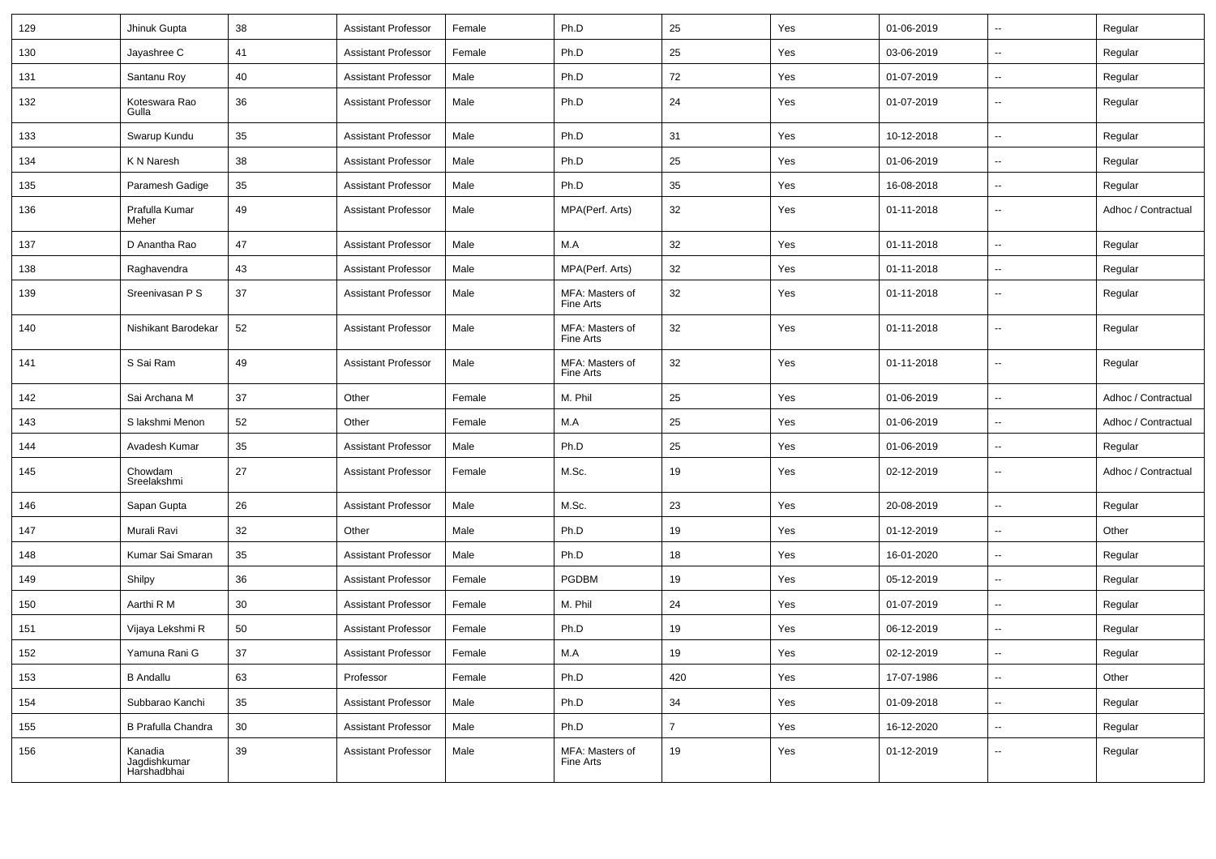| | | | | | | | | | | |
|---|---|---|---|---|---|---|---|---|---|---|
| 129 | Jhinuk Gupta | 38 | Assistant Professor | Female | Ph.D | 25 | Yes | 01-06-2019 | -- | Regular |
| 130 | Jayashree C | 41 | Assistant Professor | Female | Ph.D | 25 | Yes | 03-06-2019 | -- | Regular |
| 131 | Santanu Roy | 40 | Assistant Professor | Male | Ph.D | 72 | Yes | 01-07-2019 | -- | Regular |
| 132 | Koteswara Rao Gulla | 36 | Assistant Professor | Male | Ph.D | 24 | Yes | 01-07-2019 | -- | Regular |
| 133 | Swarup Kundu | 35 | Assistant Professor | Male | Ph.D | 31 | Yes | 10-12-2018 | -- | Regular |
| 134 | K N Naresh | 38 | Assistant Professor | Male | Ph.D | 25 | Yes | 01-06-2019 | -- | Regular |
| 135 | Paramesh Gadige | 35 | Assistant Professor | Male | Ph.D | 35 | Yes | 16-08-2018 | -- | Regular |
| 136 | Prafulla Kumar Meher | 49 | Assistant Professor | Male | MPA(Perf. Arts) | 32 | Yes | 01-11-2018 | -- | Adhoc / Contractual |
| 137 | D Anantha Rao | 47 | Assistant Professor | Male | M.A | 32 | Yes | 01-11-2018 | -- | Regular |
| 138 | Raghavendra | 43 | Assistant Professor | Male | MPA(Perf. Arts) | 32 | Yes | 01-11-2018 | -- | Regular |
| 139 | Sreenivasan P S | 37 | Assistant Professor | Male | MFA: Masters of Fine Arts | 32 | Yes | 01-11-2018 | -- | Regular |
| 140 | Nishikant Barodekar | 52 | Assistant Professor | Male | MFA: Masters of Fine Arts | 32 | Yes | 01-11-2018 | -- | Regular |
| 141 | S Sai Ram | 49 | Assistant Professor | Male | MFA: Masters of Fine Arts | 32 | Yes | 01-11-2018 | -- | Regular |
| 142 | Sai Archana M | 37 | Other | Female | M. Phil | 25 | Yes | 01-06-2019 | -- | Adhoc / Contractual |
| 143 | S lakshmi Menon | 52 | Other | Female | M.A | 25 | Yes | 01-06-2019 | -- | Adhoc / Contractual |
| 144 | Avadesh Kumar | 35 | Assistant Professor | Male | Ph.D | 25 | Yes | 01-06-2019 | -- | Regular |
| 145 | Chowdam Sreelakshmi | 27 | Assistant Professor | Female | M.Sc. | 19 | Yes | 02-12-2019 | -- | Adhoc / Contractual |
| 146 | Sapan Gupta | 26 | Assistant Professor | Male | M.Sc. | 23 | Yes | 20-08-2019 | -- | Regular |
| 147 | Murali Ravi | 32 | Other | Male | Ph.D | 19 | Yes | 01-12-2019 | -- | Other |
| 148 | Kumar Sai Smaran | 35 | Assistant Professor | Male | Ph.D | 18 | Yes | 16-01-2020 | -- | Regular |
| 149 | Shilpy | 36 | Assistant Professor | Female | PGDBM | 19 | Yes | 05-12-2019 | -- | Regular |
| 150 | Aarthi R M | 30 | Assistant Professor | Female | M. Phil | 24 | Yes | 01-07-2019 | -- | Regular |
| 151 | Vijaya Lekshmi R | 50 | Assistant Professor | Female | Ph.D | 19 | Yes | 06-12-2019 | -- | Regular |
| 152 | Yamuna Rani G | 37 | Assistant Professor | Female | M.A | 19 | Yes | 02-12-2019 | -- | Regular |
| 153 | B Andallu | 63 | Professor | Female | Ph.D | 420 | Yes | 17-07-1986 | -- | Other |
| 154 | Subbarao Kanchi | 35 | Assistant Professor | Male | Ph.D | 34 | Yes | 01-09-2018 | -- | Regular |
| 155 | B Prafulla Chandra | 30 | Assistant Professor | Male | Ph.D | 7 | Yes | 16-12-2020 | -- | Regular |
| 156 | Kanadia Jagdishkumar Harshadbhai | 39 | Assistant Professor | Male | MFA: Masters of Fine Arts | 19 | Yes | 01-12-2019 | -- | Regular |